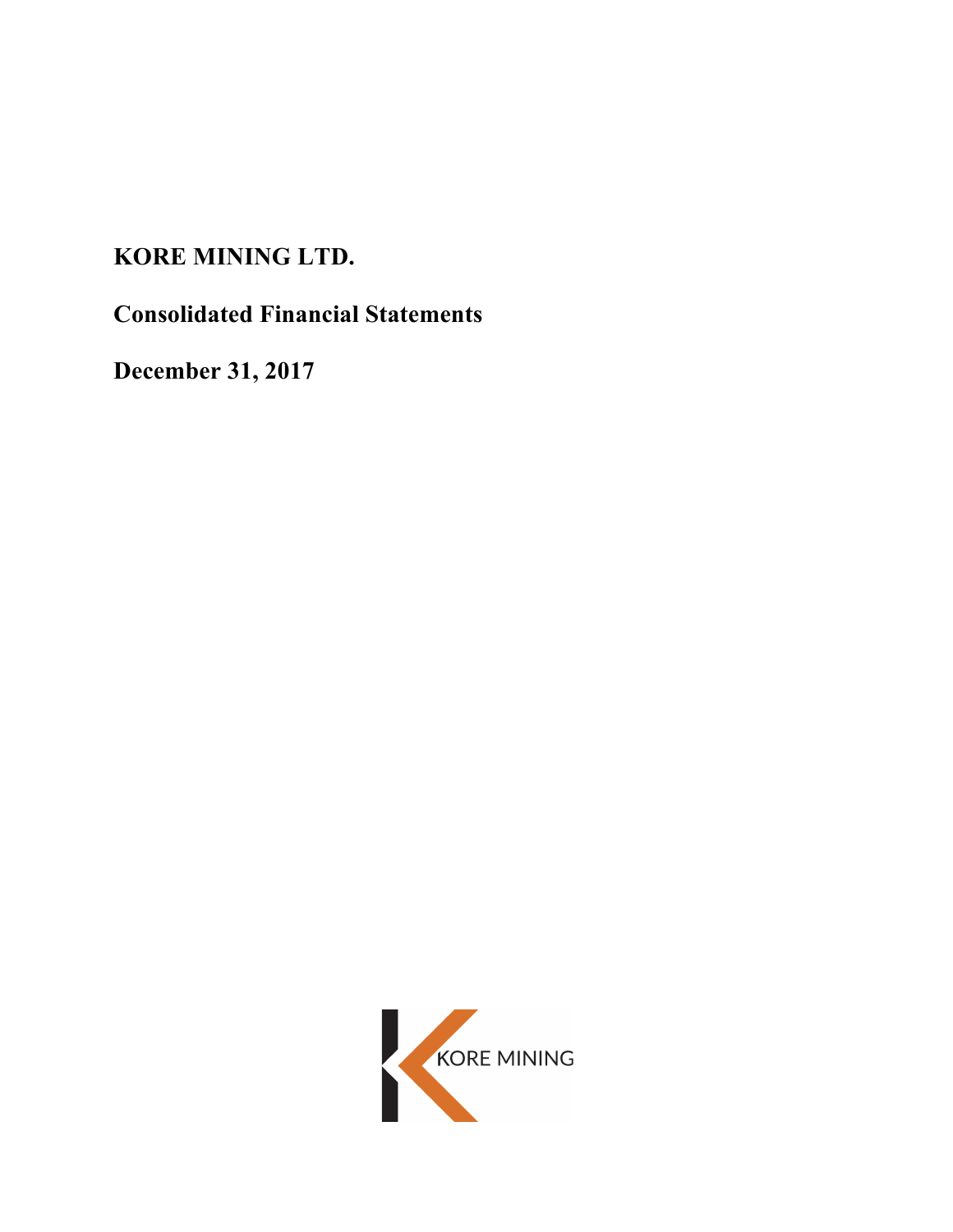# KORE MINING LTD.

## Consolidated Financial Statements

## December 31, 2017

KORE MINING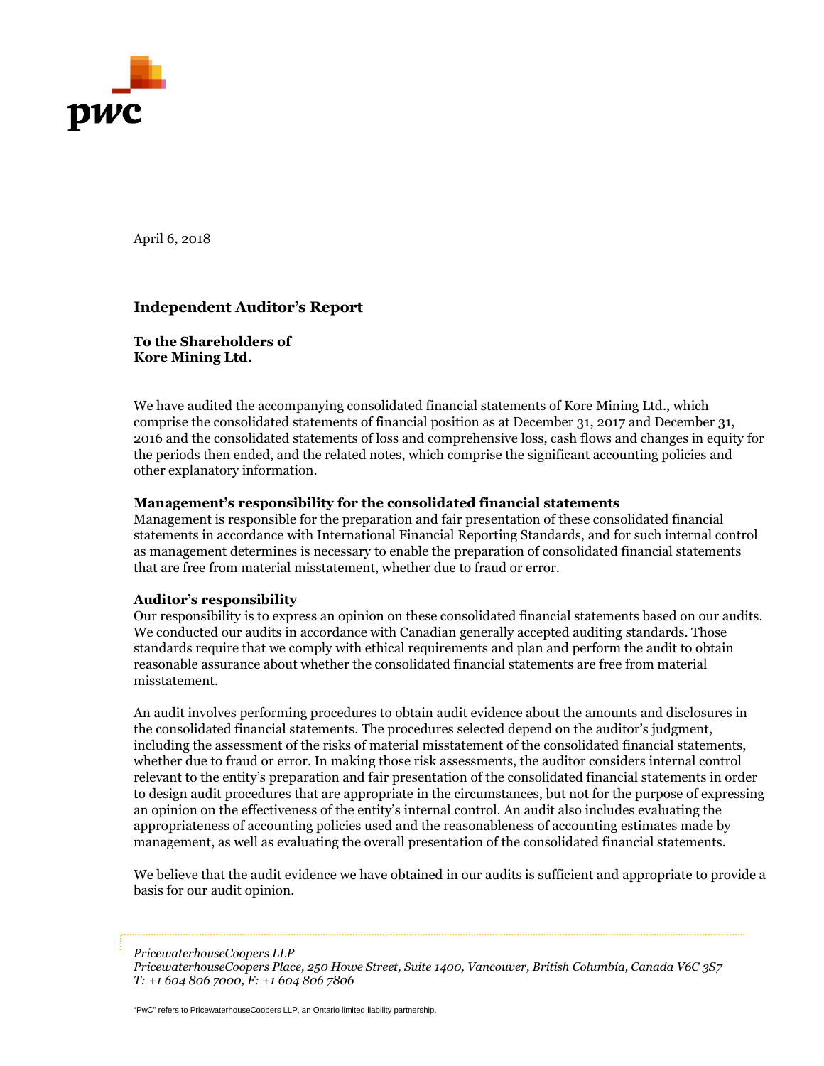April 6, 2018

## Independent Auditor's Report

**To the Shareholders of Kore Mining Ltd.**

We have audited the accompanying consolidated financial statements of Kore Mining Ltd., which comprise the consolidated statements of financial position as at December 31, 2017 and December 31, 2016 and the consolidated statements of loss and comprehensive loss, cash flows and changes in equity for the periods then ended, and the related notes, which comprise the significant accounting policies and other explanatory information.

**Management's responsibility for the consolidated financial statements**

Management is responsible for the preparation and fair presentation of these consolidated financial statements in accordance with International Financial Reporting Standards, and for such internal control as management determines is necessary to enable the preparation of consolidated financial statements that are free from material misstatement, whether due to fraud or error.

**Auditor's responsibility**

Our responsibility is to express an opinion on these consolidated financial statements based on our audits. We conducted our audits in accordance with Canadian generally accepted auditing standards. Those standards require that we comply with ethical requirements and plan and perform the audit to obtain reasonable assurance about whether the consolidated financial statements are free from material misstatement.

An audit involves performing procedures to obtain audit evidence about the amounts and disclosures in the consolidated financial statements. The procedures selected depend on the auditor's judgment, including the assessment of the risks of material misstatement of the consolidated financial statements, whether due to fraud or error. In making those risk assessments, the auditor considers internal control relevant to the entity's preparation and fair presentation of the consolidated financial statements in order to design audit procedures that are appropriate in the circumstances, but not for the purpose of expressing an opinion on the effectiveness of the entity's internal control. An audit also includes evaluating the appropriateness of accounting policies used and the reasonableness of accounting estimates made by management, as well as evaluating the overall presentation of the consolidated financial statements.

We believe that the audit evidence we have obtained in our audits is sufficient and appropriate to provide a basis for our audit opinion.

*PricewaterhouseCoopers LLP*
*PricewaterhouseCoopers Place, 250 Howe Street, Suite 1400, Vancouver, British Columbia, Canada V6C 3S7*
*T: +1 604 806 7000, F: +1 604 806 7806*

"PwC" refers to PricewaterhouseCoopers LLP, an Ontario limited liability partnership.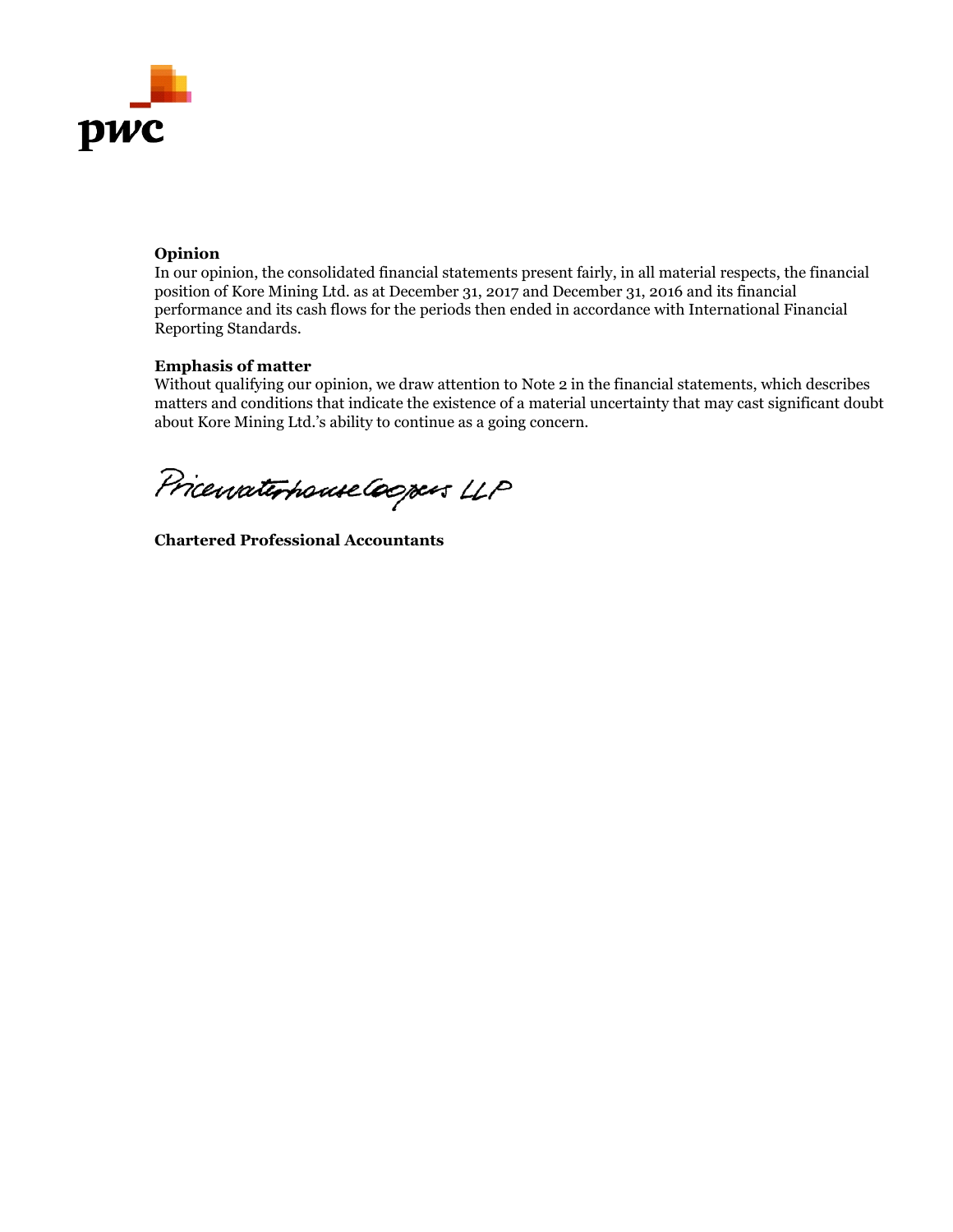**Opinion**

In our opinion, the consolidated financial statements present fairly, in all material respects, the financial position of Kore Mining Ltd. as at December 31, 2017 and December 31, 2016 and its financial performance and its cash flows for the periods then ended in accordance with International Financial Reporting Standards.

**Emphasis of matter**

Without qualifying our opinion, we draw attention to Note 2 in the financial statements, which describes matters and conditions that indicate the existence of a material uncertainty that may cast significant doubt about Kore Mining Ltd.'s ability to continue as a going concern.

PricewaterhouseCoopers LLP

**Chartered Professional Accountants**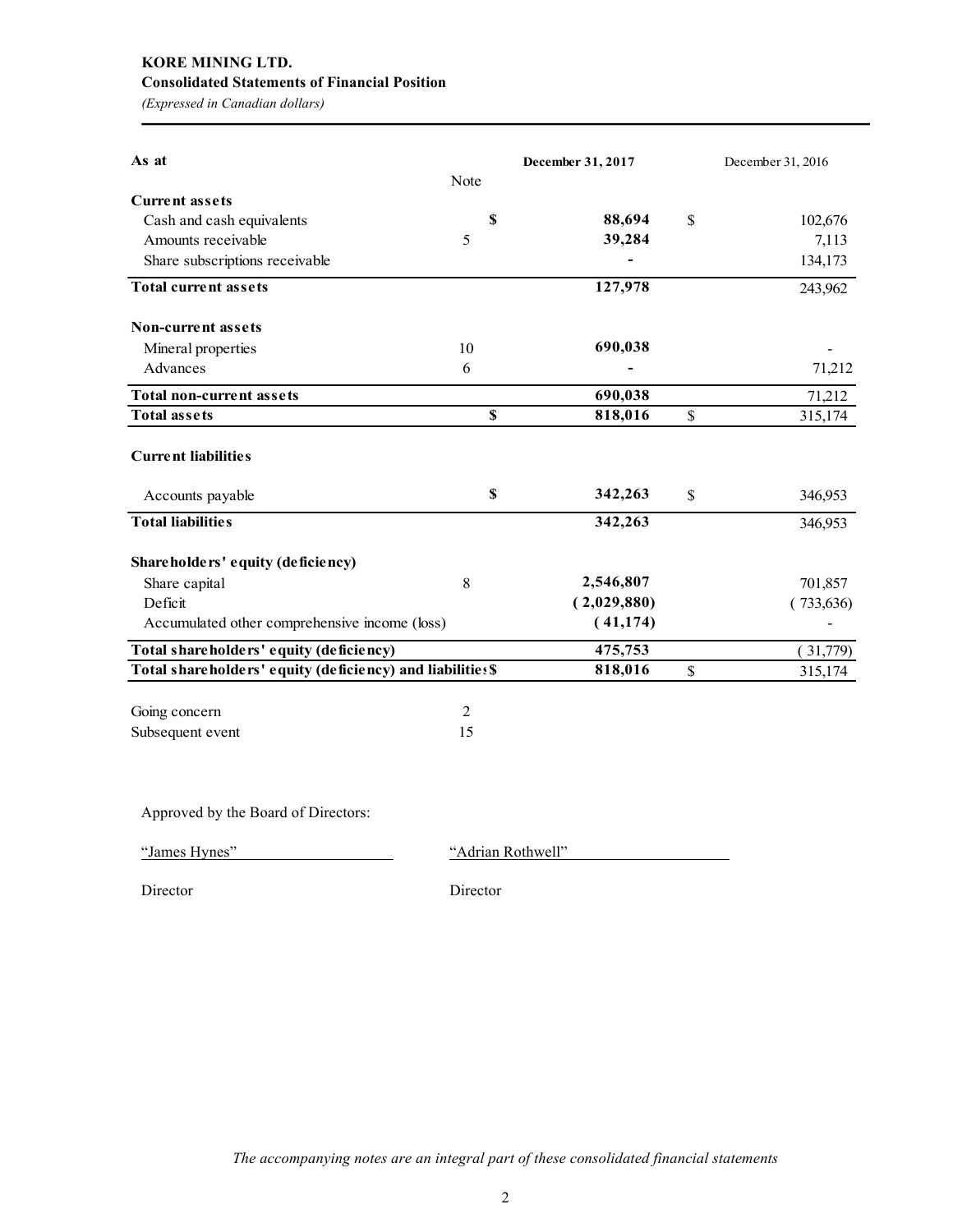**KORE MINING LTD.**

**Consolidated Statements of Financial Position**

*(Expressed in Canadian dollars)*

| As at | Note | December 31, 2017 | December 31, 2016 |
|---|---|---|---|
| **Current assets** | | | |
| Cash and cash equivalents | | **$ 88,694** | $ 102,676 |
| Amounts receivable | 5 | **39,284** | 7,113 |
| Share subscriptions receivable | | **-** | 134,173 |
| **Total current assets** | | **127,978** | 243,962 |
| **Non-current assets** | | | |
| Mineral properties | 10 | **690,038** | - |
| Advances | 6 | **-** | 71,212 |
| **Total non-current assets** | | **690,038** | 71,212 |
| **Total assets** | | **$ 818,016** | $ 315,174 |
| **Current liabilities** | | | |
| Accounts payable | | **$ 342,263** | $ 346,953 |
| **Total liabilities** | | **342,263** | 346,953 |
| **Shareholders' equity (deficiency)** | | | |
| Share capital | 8 | **2,546,807** | 701,857 |
| Deficit | | **( 2,029,880)** | ( 733,636) |
| Accumulated other comprehensive income (loss) | | **( 41,174)** | - |
| **Total shareholders' equity (deficiency)** | | **475,753** | ( 31,779) |
| **Total shareholders' equity (deficiency) and liabilities** | | **$ 818,016** | $ 315,174 |

| | Note |
|---|---|
| Going concern | 2 |
| Subsequent event | 15 |

Approved by the Board of Directors:

| "James Hynes" | "Adrian Rothwell" |
|---|---|
| Director | Director |

*The accompanying notes are an integral part of these consolidated financial statements*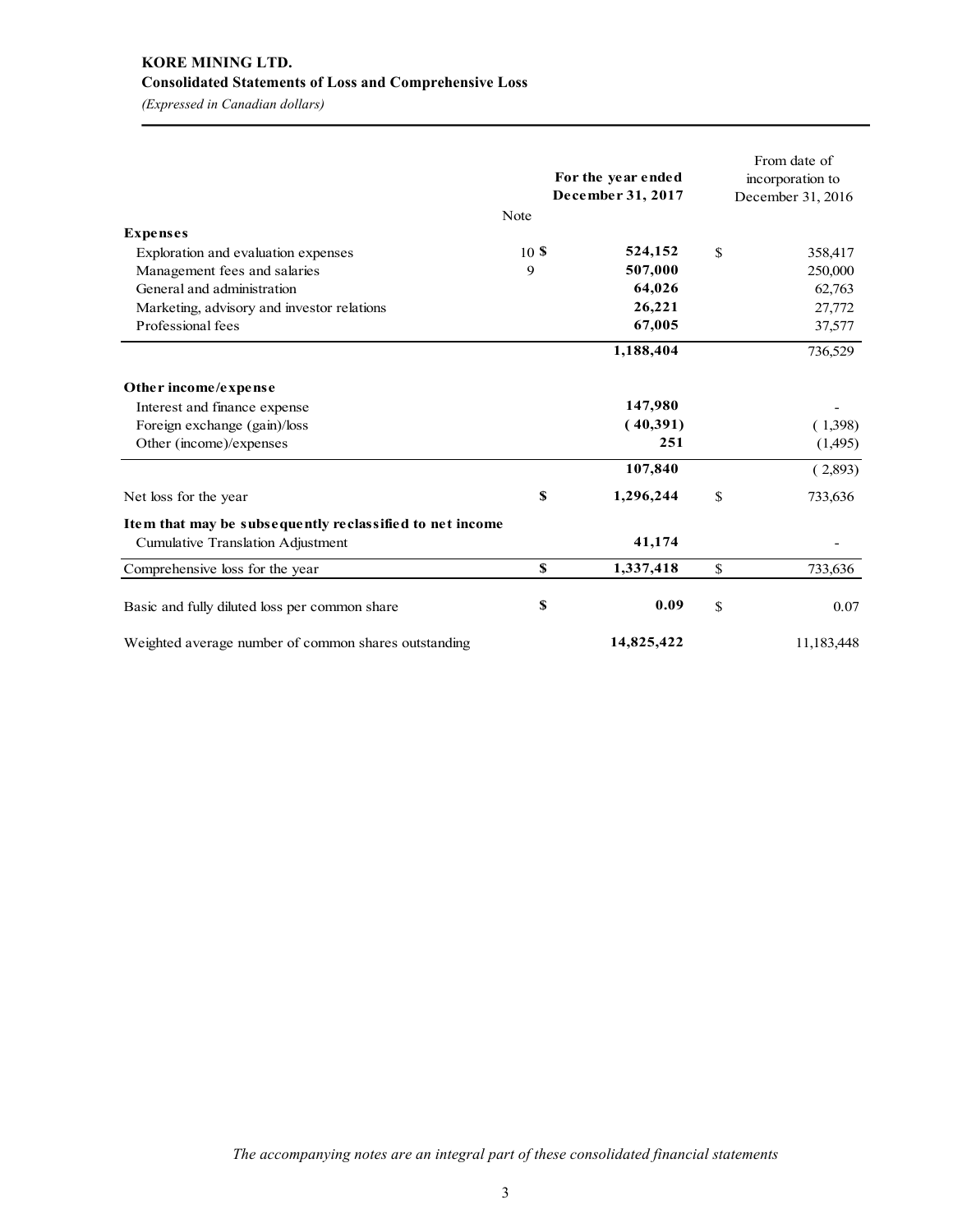**KORE MINING LTD.**

**Consolidated Statements of Loss and Comprehensive Loss**

*(Expressed in Canadian dollars)*

| | Note | For the year ended December 31, 2017 | From date of incorporation to December 31, 2016 |
|---|---|---|---|
| **Expenses** | | | |
| Exploration and evaluation expenses | 10 | $ 524,152 | $ 358,417 |
| Management fees and salaries | 9 | 507,000 | 250,000 |
| General and administration | | 64,026 | 62,763 |
| Marketing, advisory and investor relations | | 26,221 | 27,772 |
| Professional fees | | 67,005 | 37,577 |
| | | 1,188,404 | 736,529 |
| **Other income/expense** | | | |
| Interest and finance expense | | 147,980 | - |
| Foreign exchange (gain)/loss | | (40,391) | (1,398) |
| Other (income)/expenses | | 251 | (1,495) |
| | | 107,840 | (2,893) |
| Net loss for the year | | $ 1,296,244 | $ 733,636 |
| **Item that may be subsequently reclassified to net income** | | | |
| Cumulative Translation Adjustment | | 41,174 | - |
| Comprehensive loss for the year | | $ 1,337,418 | $ 733,636 |
| Basic and fully diluted loss per common share | | $ 0.09 | $ 0.07 |
| Weighted average number of common shares outstanding | | 14,825,422 | 11,183,448 |

*The accompanying notes are an integral part of these consolidated financial statements*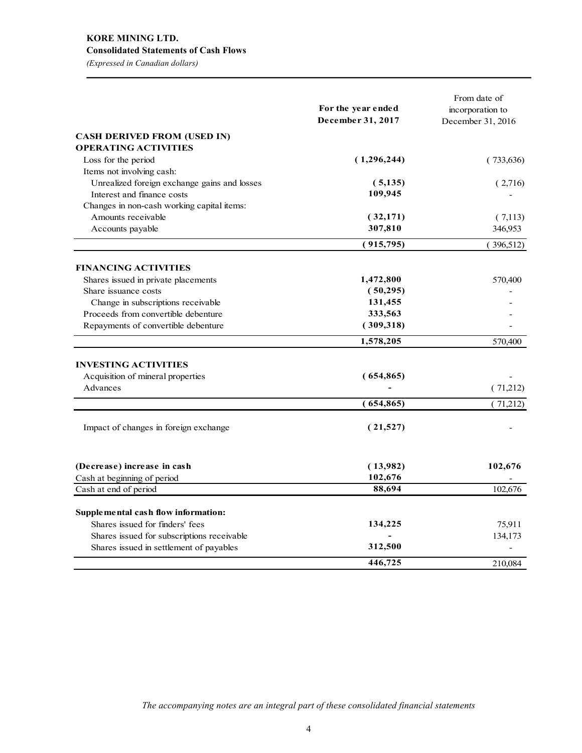**KORE MINING LTD.**
**Consolidated Statements of Cash Flows**
*(Expressed in Canadian dollars)*

| | **For the year ended December 31, 2017** | From date of incorporation to December 31, 2016 |
|---|---|---|
| **CASH DERIVED FROM (USED IN) OPERATING ACTIVITIES** | | |
| Loss for the period | **( 1,296,244)** | ( 733,636) |
| Items not involving cash: | | |
| Unrealized foreign exchange gains and losses | **( 5,135)** | ( 2,716) |
| Interest and finance costs | **109,945** | - |
| Changes in non-cash working capital items: | | |
| Amounts receivable | **( 32,171)** | ( 7,113) |
| Accounts payable | **307,810** | 346,953 |
| | **( 915,795)** | ( 396,512) |
| **FINANCING ACTIVITIES** | | |
| Shares issued in private placements | **1,472,800** | 570,400 |
| Share issuance costs | **( 50,295)** | - |
| Change in subscriptions receivable | **131,455** | - |
| Proceeds from convertible debenture | **333,563** | - |
| Repayments of convertible debenture | **( 309,318)** | - |
| | **1,578,205** | 570,400 |
| **INVESTING ACTIVITIES** | | |
| Acquisition of mineral properties | **( 654,865)** | - |
| Advances | **-** | ( 71,212) |
| | **( 654,865)** | ( 71,212) |
| Impact of changes in foreign exchange | **( 21,527)** | - |
| **(Decrease) increase in cash** | **( 13,982)** | **102,676** |
| Cash at beginning of period | **102,676** | - |
| Cash at end of period | **88,694** | 102,676 |
| **Supplemental cash flow information:** | | |
| Shares issued for finders' fees | **134,225** | 75,911 |
| Shares issued for subscriptions receivable | **-** | 134,173 |
| Shares issued in settlement of payables | **312,500** | - |
| | **446,725** | 210,084 |

*The accompanying notes are an integral part of these consolidated financial statements*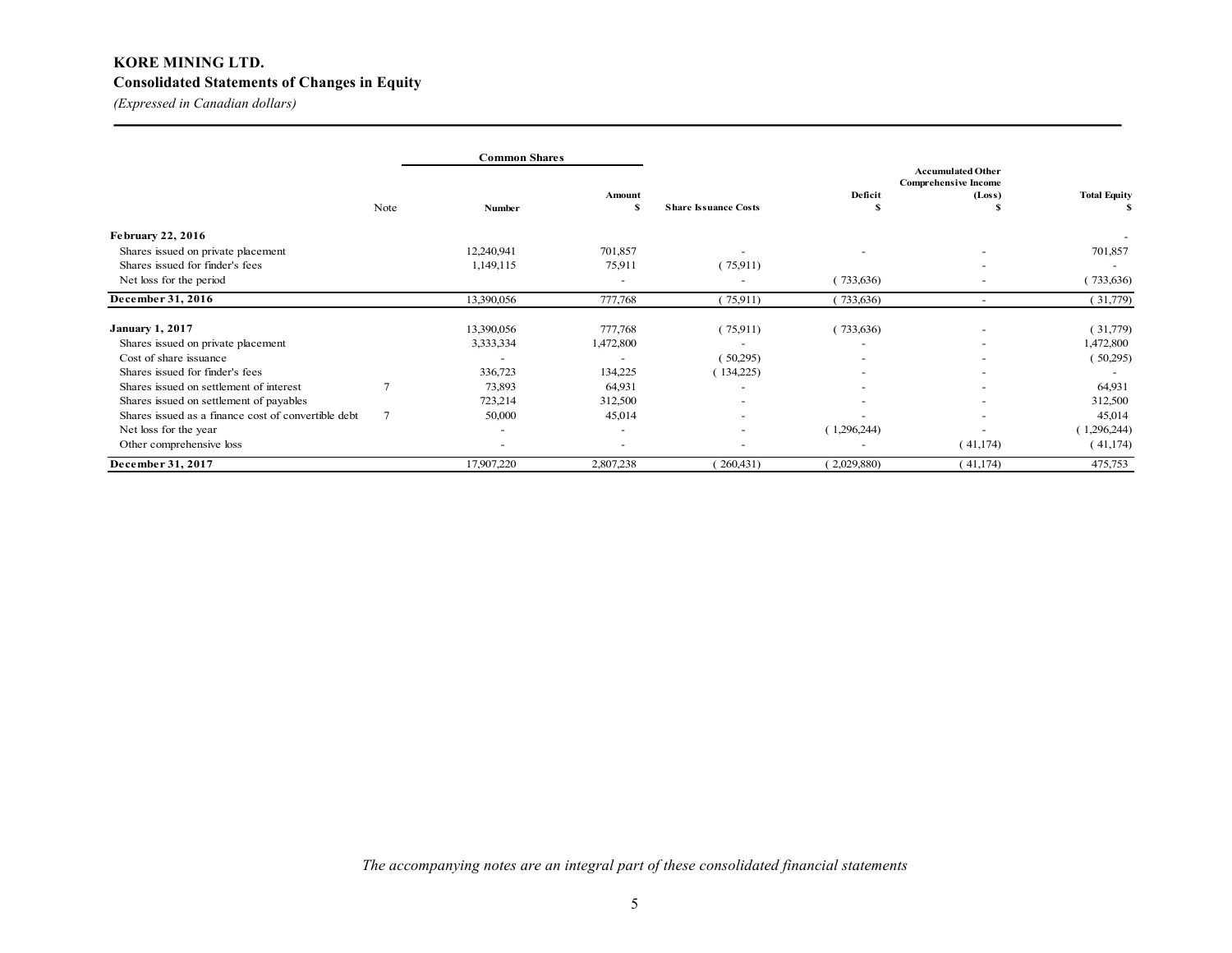# KORE MINING LTD.

## Consolidated Statements of Changes in Equity

*(Expressed in Canadian dollars)*

| | Note | Common Shares | | Share Issuance Costs | Deficit | Accumulated Other Comprehensive Income (Loss) | Total Equity |
|---|---|---|---|---|---|---|---|
| | | Number | Amount $ | | $ | $ | $ |
| **February 22, 2016** | | | | | | | - |
| Shares issued on private placement | | 12,240,941 | 701,857 | - | - | - | 701,857 |
| Shares issued for finder's fees | | 1,149,115 | 75,911 | ( 75,911) | | - | - |
| Net loss for the period | | | - | - | ( 733,636) | - | ( 733,636) |
| **December 31, 2016** | | 13,390,056 | 777,768 | ( 75,911) | ( 733,636) | - | ( 31,779) |
| **January 1, 2017** | | 13,390,056 | 777,768 | ( 75,911) | ( 733,636) | - | ( 31,779) |
| Shares issued on private placement | | 3,333,334 | 1,472,800 | - | - | - | 1,472,800 |
| Cost of share issuance | | - | - | ( 50,295) | - | - | ( 50,295) |
| Shares issued for finder's fees | | 336,723 | 134,225 | ( 134,225) | - | - | - |
| Shares issued on settlement of interest | 7 | 73,893 | 64,931 | - | - | - | 64,931 |
| Shares issued on settlement of payables | | 723,214 | 312,500 | - | - | - | 312,500 |
| Shares issued as a finance cost of convertible debt | 7 | 50,000 | 45,014 | - | - | - | 45,014 |
| Net loss for the year | | - | - | - | ( 1,296,244) | - | ( 1,296,244) |
| Other comprehensive loss | | - | - | - | - | ( 41,174) | ( 41,174) |
| **December 31, 2017** | | 17,907,220 | 2,807,238 | ( 260,431) | ( 2,029,880) | ( 41,174) | 475,753 |

*The accompanying notes are an integral part of these consolidated financial statements*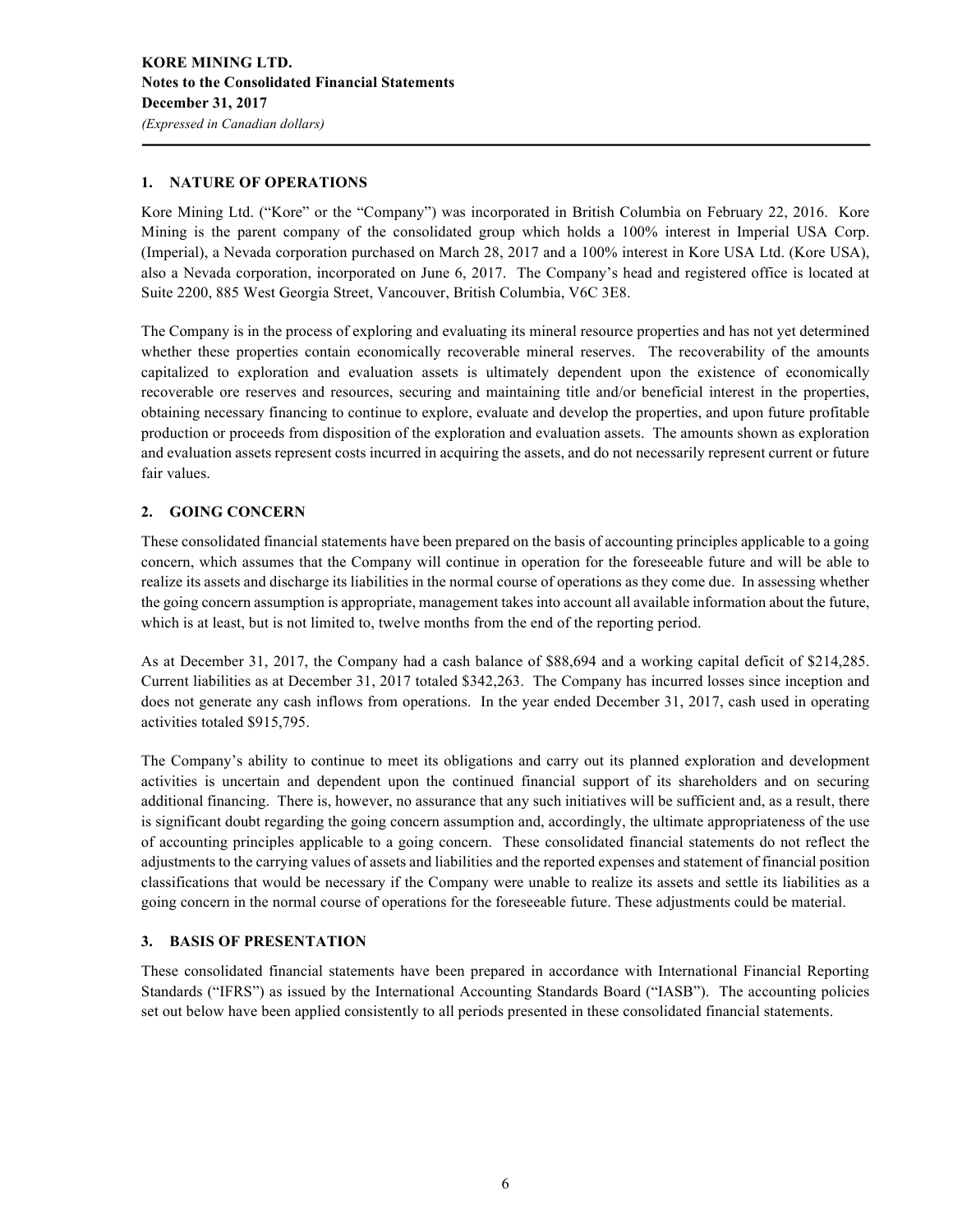## 1. NATURE OF OPERATIONS

Kore Mining Ltd. ("Kore" or the "Company") was incorporated in British Columbia on February 22, 2016. Kore Mining is the parent company of the consolidated group which holds a 100% interest in Imperial USA Corp. (Imperial), a Nevada corporation purchased on March 28, 2017 and a 100% interest in Kore USA Ltd. (Kore USA), also a Nevada corporation, incorporated on June 6, 2017. The Company's head and registered office is located at Suite 2200, 885 West Georgia Street, Vancouver, British Columbia, V6C 3E8.

The Company is in the process of exploring and evaluating its mineral resource properties and has not yet determined whether these properties contain economically recoverable mineral reserves. The recoverability of the amounts capitalized to exploration and evaluation assets is ultimately dependent upon the existence of economically recoverable ore reserves and resources, securing and maintaining title and/or beneficial interest in the properties, obtaining necessary financing to continue to explore, evaluate and develop the properties, and upon future profitable production or proceeds from disposition of the exploration and evaluation assets. The amounts shown as exploration and evaluation assets represent costs incurred in acquiring the assets, and do not necessarily represent current or future fair values.

## 2. GOING CONCERN

These consolidated financial statements have been prepared on the basis of accounting principles applicable to a going concern, which assumes that the Company will continue in operation for the foreseeable future and will be able to realize its assets and discharge its liabilities in the normal course of operations as they come due. In assessing whether the going concern assumption is appropriate, management takes into account all available information about the future, which is at least, but is not limited to, twelve months from the end of the reporting period.

As at December 31, 2017, the Company had a cash balance of $88,694 and a working capital deficit of $214,285. Current liabilities as at December 31, 2017 totaled $342,263. The Company has incurred losses since inception and does not generate any cash inflows from operations. In the year ended December 31, 2017, cash used in operating activities totaled $915,795.

The Company's ability to continue to meet its obligations and carry out its planned exploration and development activities is uncertain and dependent upon the continued financial support of its shareholders and on securing additional financing. There is, however, no assurance that any such initiatives will be sufficient and, as a result, there is significant doubt regarding the going concern assumption and, accordingly, the ultimate appropriateness of the use of accounting principles applicable to a going concern. These consolidated financial statements do not reflect the adjustments to the carrying values of assets and liabilities and the reported expenses and statement of financial position classifications that would be necessary if the Company were unable to realize its assets and settle its liabilities as a going concern in the normal course of operations for the foreseeable future. These adjustments could be material.

## 3. BASIS OF PRESENTATION

These consolidated financial statements have been prepared in accordance with International Financial Reporting Standards ("IFRS") as issued by the International Accounting Standards Board ("IASB"). The accounting policies set out below have been applied consistently to all periods presented in these consolidated financial statements.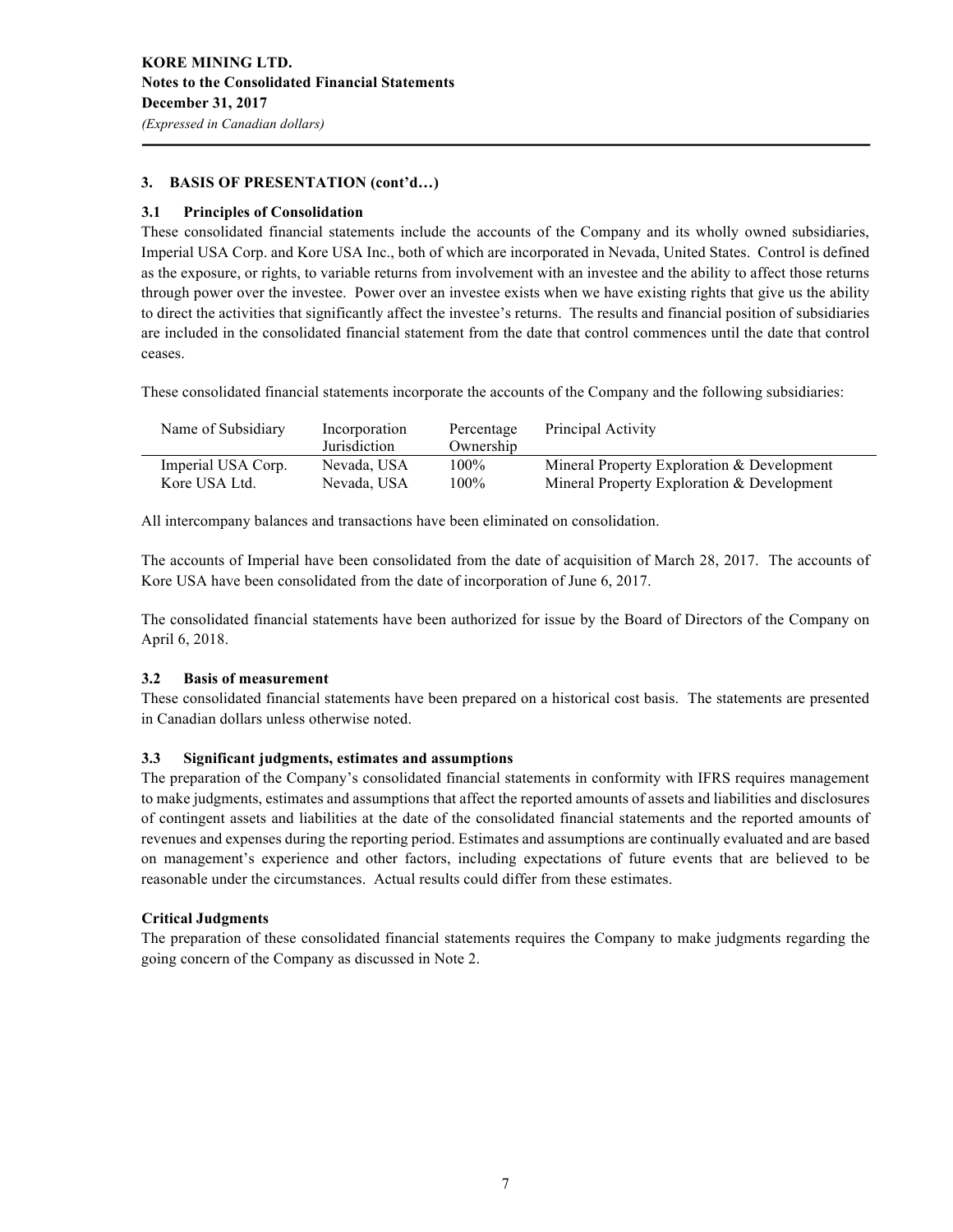### 3. BASIS OF PRESENTATION (cont'd…)

#### 3.1 Principles of Consolidation

These consolidated financial statements include the accounts of the Company and its wholly owned subsidiaries, Imperial USA Corp. and Kore USA Inc., both of which are incorporated in Nevada, United States. Control is defined as the exposure, or rights, to variable returns from involvement with an investee and the ability to affect those returns through power over the investee. Power over an investee exists when we have existing rights that give us the ability to direct the activities that significantly affect the investee's returns. The results and financial position of subsidiaries are included in the consolidated financial statement from the date that control commences until the date that control ceases.

These consolidated financial statements incorporate the accounts of the Company and the following subsidiaries:

| Name of Subsidiary | Incorporation Jurisdiction | Percentage Ownership | Principal Activity |
|---|---|---|---|
| Imperial USA Corp. | Nevada, USA | 100% | Mineral Property Exploration & Development |
| Kore USA Ltd. | Nevada, USA | 100% | Mineral Property Exploration & Development |

All intercompany balances and transactions have been eliminated on consolidation.

The accounts of Imperial have been consolidated from the date of acquisition of March 28, 2017. The accounts of Kore USA have been consolidated from the date of incorporation of June 6, 2017.

The consolidated financial statements have been authorized for issue by the Board of Directors of the Company on April 6, 2018.

#### 3.2 Basis of measurement

These consolidated financial statements have been prepared on a historical cost basis. The statements are presented in Canadian dollars unless otherwise noted.

#### 3.3 Significant judgments, estimates and assumptions

The preparation of the Company's consolidated financial statements in conformity with IFRS requires management to make judgments, estimates and assumptions that affect the reported amounts of assets and liabilities and disclosures of contingent assets and liabilities at the date of the consolidated financial statements and the reported amounts of revenues and expenses during the reporting period. Estimates and assumptions are continually evaluated and are based on management's experience and other factors, including expectations of future events that are believed to be reasonable under the circumstances. Actual results could differ from these estimates.

**Critical Judgments**

The preparation of these consolidated financial statements requires the Company to make judgments regarding the going concern of the Company as discussed in Note 2.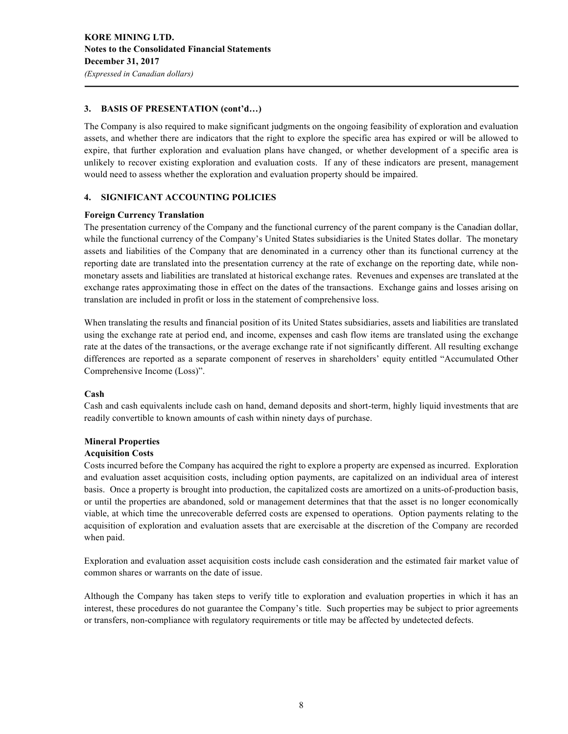## 3. BASIS OF PRESENTATION (cont'd…)

The Company is also required to make significant judgments on the ongoing feasibility of exploration and evaluation assets, and whether there are indicators that the right to explore the specific area has expired or will be allowed to expire, that further exploration and evaluation plans have changed, or whether development of a specific area is unlikely to recover existing exploration and evaluation costs. If any of these indicators are present, management would need to assess whether the exploration and evaluation property should be impaired.

## 4. SIGNIFICANT ACCOUNTING POLICIES

### Foreign Currency Translation

The presentation currency of the Company and the functional currency of the parent company is the Canadian dollar, while the functional currency of the Company's United States subsidiaries is the United States dollar. The monetary assets and liabilities of the Company that are denominated in a currency other than its functional currency at the reporting date are translated into the presentation currency at the rate of exchange on the reporting date, while non-monetary assets and liabilities are translated at historical exchange rates. Revenues and expenses are translated at the exchange rates approximating those in effect on the dates of the transactions. Exchange gains and losses arising on translation are included in profit or loss in the statement of comprehensive loss.

When translating the results and financial position of its United States subsidiaries, assets and liabilities are translated using the exchange rate at period end, and income, expenses and cash flow items are translated using the exchange rate at the dates of the transactions, or the average exchange rate if not significantly different. All resulting exchange differences are reported as a separate component of reserves in shareholders' equity entitled "Accumulated Other Comprehensive Income (Loss)".

### Cash

Cash and cash equivalents include cash on hand, demand deposits and short-term, highly liquid investments that are readily convertible to known amounts of cash within ninety days of purchase.

### Mineral Properties

#### Acquisition Costs

Costs incurred before the Company has acquired the right to explore a property are expensed as incurred. Exploration and evaluation asset acquisition costs, including option payments, are capitalized on an individual area of interest basis. Once a property is brought into production, the capitalized costs are amortized on a units-of-production basis, or until the properties are abandoned, sold or management determines that that the asset is no longer economically viable, at which time the unrecoverable deferred costs are expensed to operations. Option payments relating to the acquisition of exploration and evaluation assets that are exercisable at the discretion of the Company are recorded when paid.

Exploration and evaluation asset acquisition costs include cash consideration and the estimated fair market value of common shares or warrants on the date of issue.

Although the Company has taken steps to verify title to exploration and evaluation properties in which it has an interest, these procedures do not guarantee the Company's title. Such properties may be subject to prior agreements or transfers, non-compliance with regulatory requirements or title may be affected by undetected defects.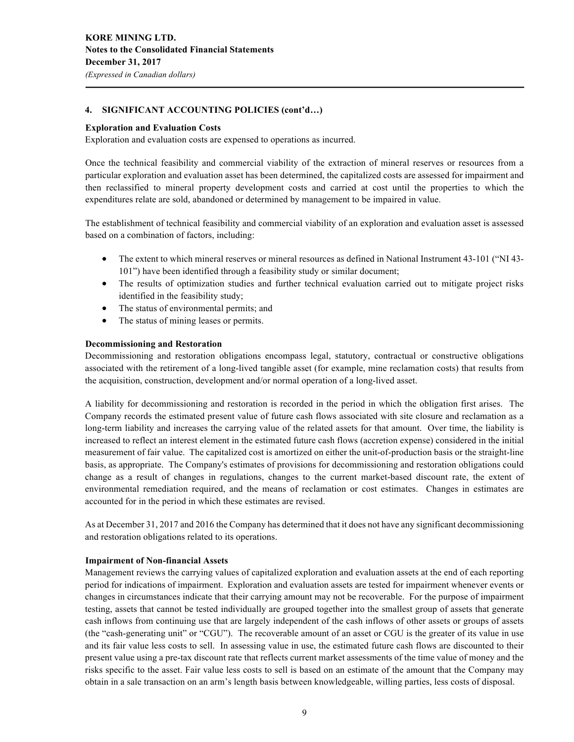## 4. SIGNIFICANT ACCOUNTING POLICIES (cont'd…)

### Exploration and Evaluation Costs

Exploration and evaluation costs are expensed to operations as incurred.

Once the technical feasibility and commercial viability of the extraction of mineral reserves or resources from a particular exploration and evaluation asset has been determined, the capitalized costs are assessed for impairment and then reclassified to mineral property development costs and carried at cost until the properties to which the expenditures relate are sold, abandoned or determined by management to be impaired in value.

The establishment of technical feasibility and commercial viability of an exploration and evaluation asset is assessed based on a combination of factors, including:

- The extent to which mineral reserves or mineral resources as defined in National Instrument 43-101 ("NI 43-101") have been identified through a feasibility study or similar document;
- The results of optimization studies and further technical evaluation carried out to mitigate project risks identified in the feasibility study;
- The status of environmental permits; and
- The status of mining leases or permits.

### Decommissioning and Restoration

Decommissioning and restoration obligations encompass legal, statutory, contractual or constructive obligations associated with the retirement of a long-lived tangible asset (for example, mine reclamation costs) that results from the acquisition, construction, development and/or normal operation of a long-lived asset.

A liability for decommissioning and restoration is recorded in the period in which the obligation first arises. The Company records the estimated present value of future cash flows associated with site closure and reclamation as a long-term liability and increases the carrying value of the related assets for that amount. Over time, the liability is increased to reflect an interest element in the estimated future cash flows (accretion expense) considered in the initial measurement of fair value. The capitalized cost is amortized on either the unit-of-production basis or the straight-line basis, as appropriate. The Company's estimates of provisions for decommissioning and restoration obligations could change as a result of changes in regulations, changes to the current market-based discount rate, the extent of environmental remediation required, and the means of reclamation or cost estimates. Changes in estimates are accounted for in the period in which these estimates are revised.

As at December 31, 2017 and 2016 the Company has determined that it does not have any significant decommissioning and restoration obligations related to its operations.

### Impairment of Non-financial Assets

Management reviews the carrying values of capitalized exploration and evaluation assets at the end of each reporting period for indications of impairment. Exploration and evaluation assets are tested for impairment whenever events or changes in circumstances indicate that their carrying amount may not be recoverable. For the purpose of impairment testing, assets that cannot be tested individually are grouped together into the smallest group of assets that generate cash inflows from continuing use that are largely independent of the cash inflows of other assets or groups of assets (the "cash-generating unit" or "CGU"). The recoverable amount of an asset or CGU is the greater of its value in use and its fair value less costs to sell. In assessing value in use, the estimated future cash flows are discounted to their present value using a pre-tax discount rate that reflects current market assessments of the time value of money and the risks specific to the asset. Fair value less costs to sell is based on an estimate of the amount that the Company may obtain in a sale transaction on an arm's length basis between knowledgeable, willing parties, less costs of disposal.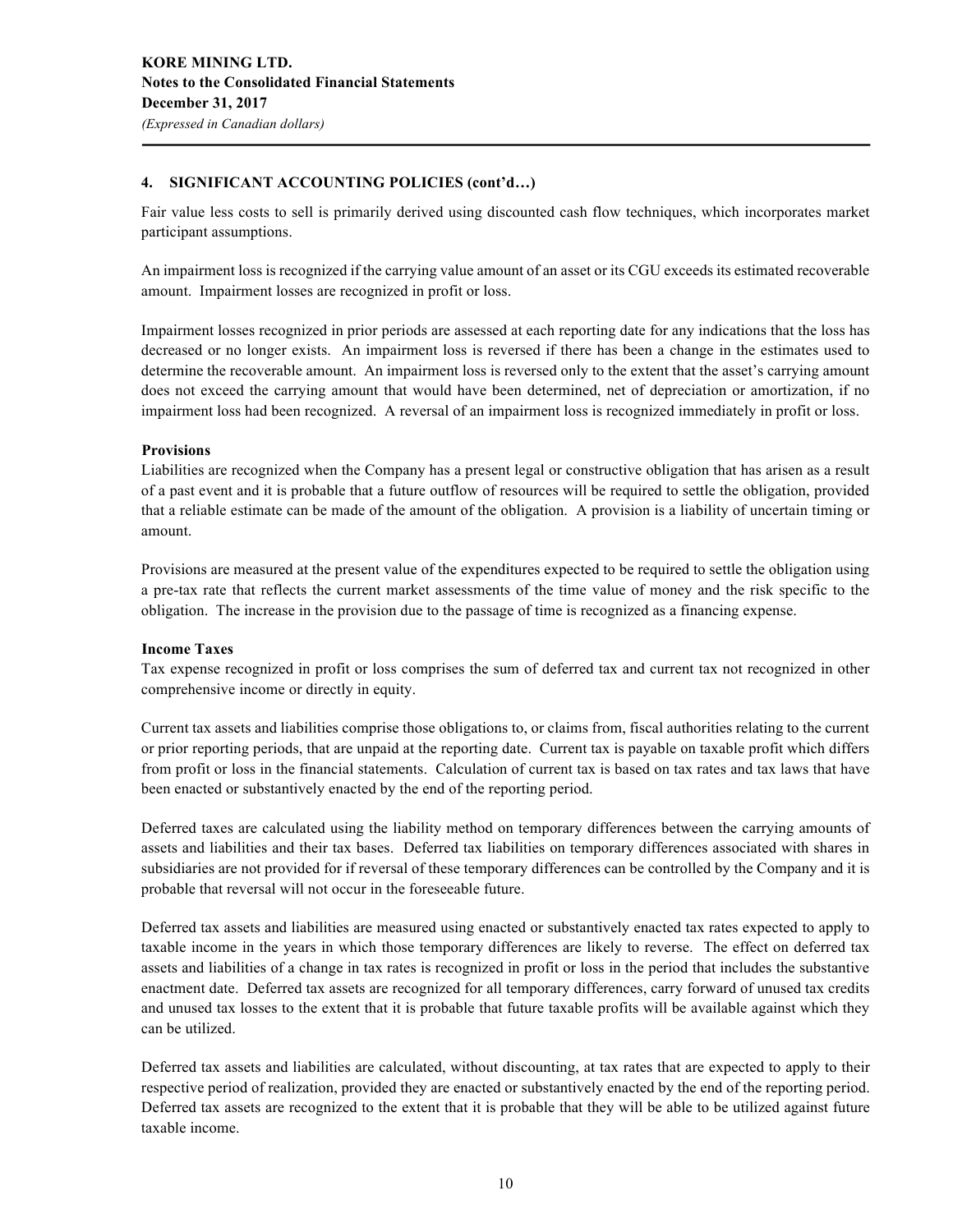## 4. SIGNIFICANT ACCOUNTING POLICIES (cont'd…)

Fair value less costs to sell is primarily derived using discounted cash flow techniques, which incorporates market participant assumptions.

An impairment loss is recognized if the carrying value amount of an asset or its CGU exceeds its estimated recoverable amount. Impairment losses are recognized in profit or loss.

Impairment losses recognized in prior periods are assessed at each reporting date for any indications that the loss has decreased or no longer exists. An impairment loss is reversed if there has been a change in the estimates used to determine the recoverable amount. An impairment loss is reversed only to the extent that the asset's carrying amount does not exceed the carrying amount that would have been determined, net of depreciation or amortization, if no impairment loss had been recognized. A reversal of an impairment loss is recognized immediately in profit or loss.

**Provisions**

Liabilities are recognized when the Company has a present legal or constructive obligation that has arisen as a result of a past event and it is probable that a future outflow of resources will be required to settle the obligation, provided that a reliable estimate can be made of the amount of the obligation. A provision is a liability of uncertain timing or amount.

Provisions are measured at the present value of the expenditures expected to be required to settle the obligation using a pre-tax rate that reflects the current market assessments of the time value of money and the risk specific to the obligation. The increase in the provision due to the passage of time is recognized as a financing expense.

**Income Taxes**

Tax expense recognized in profit or loss comprises the sum of deferred tax and current tax not recognized in other comprehensive income or directly in equity.

Current tax assets and liabilities comprise those obligations to, or claims from, fiscal authorities relating to the current or prior reporting periods, that are unpaid at the reporting date. Current tax is payable on taxable profit which differs from profit or loss in the financial statements. Calculation of current tax is based on tax rates and tax laws that have been enacted or substantively enacted by the end of the reporting period.

Deferred taxes are calculated using the liability method on temporary differences between the carrying amounts of assets and liabilities and their tax bases. Deferred tax liabilities on temporary differences associated with shares in subsidiaries are not provided for if reversal of these temporary differences can be controlled by the Company and it is probable that reversal will not occur in the foreseeable future.

Deferred tax assets and liabilities are measured using enacted or substantively enacted tax rates expected to apply to taxable income in the years in which those temporary differences are likely to reverse. The effect on deferred tax assets and liabilities of a change in tax rates is recognized in profit or loss in the period that includes the substantive enactment date. Deferred tax assets are recognized for all temporary differences, carry forward of unused tax credits and unused tax losses to the extent that it is probable that future taxable profits will be available against which they can be utilized.

Deferred tax assets and liabilities are calculated, without discounting, at tax rates that are expected to apply to their respective period of realization, provided they are enacted or substantively enacted by the end of the reporting period. Deferred tax assets are recognized to the extent that it is probable that they will be able to be utilized against future taxable income.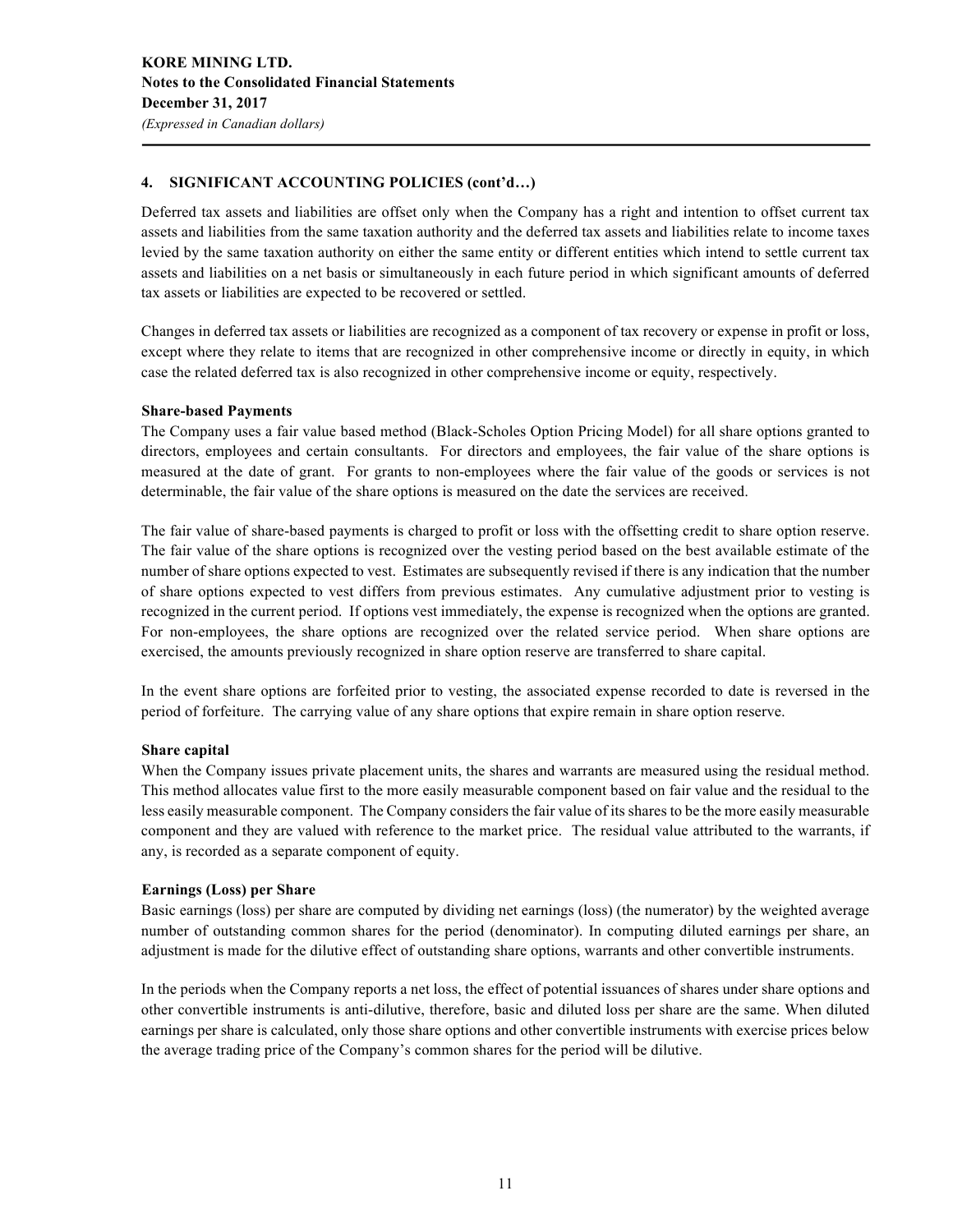## 4. SIGNIFICANT ACCOUNTING POLICIES (cont'd…)

Deferred tax assets and liabilities are offset only when the Company has a right and intention to offset current tax assets and liabilities from the same taxation authority and the deferred tax assets and liabilities relate to income taxes levied by the same taxation authority on either the same entity or different entities which intend to settle current tax assets and liabilities on a net basis or simultaneously in each future period in which significant amounts of deferred tax assets or liabilities are expected to be recovered or settled.

Changes in deferred tax assets or liabilities are recognized as a component of tax recovery or expense in profit or loss, except where they relate to items that are recognized in other comprehensive income or directly in equity, in which case the related deferred tax is also recognized in other comprehensive income or equity, respectively.

### Share-based Payments

The Company uses a fair value based method (Black-Scholes Option Pricing Model) for all share options granted to directors, employees and certain consultants. For directors and employees, the fair value of the share options is measured at the date of grant. For grants to non-employees where the fair value of the goods or services is not determinable, the fair value of the share options is measured on the date the services are received.

The fair value of share-based payments is charged to profit or loss with the offsetting credit to share option reserve. The fair value of the share options is recognized over the vesting period based on the best available estimate of the number of share options expected to vest. Estimates are subsequently revised if there is any indication that the number of share options expected to vest differs from previous estimates. Any cumulative adjustment prior to vesting is recognized in the current period. If options vest immediately, the expense is recognized when the options are granted. For non-employees, the share options are recognized over the related service period. When share options are exercised, the amounts previously recognized in share option reserve are transferred to share capital.

In the event share options are forfeited prior to vesting, the associated expense recorded to date is reversed in the period of forfeiture. The carrying value of any share options that expire remain in share option reserve.

### Share capital

When the Company issues private placement units, the shares and warrants are measured using the residual method. This method allocates value first to the more easily measurable component based on fair value and the residual to the less easily measurable component. The Company considers the fair value of its shares to be the more easily measurable component and they are valued with reference to the market price. The residual value attributed to the warrants, if any, is recorded as a separate component of equity.

### Earnings (Loss) per Share

Basic earnings (loss) per share are computed by dividing net earnings (loss) (the numerator) by the weighted average number of outstanding common shares for the period (denominator). In computing diluted earnings per share, an adjustment is made for the dilutive effect of outstanding share options, warrants and other convertible instruments.

In the periods when the Company reports a net loss, the effect of potential issuances of shares under share options and other convertible instruments is anti-dilutive, therefore, basic and diluted loss per share are the same. When diluted earnings per share is calculated, only those share options and other convertible instruments with exercise prices below the average trading price of the Company's common shares for the period will be dilutive.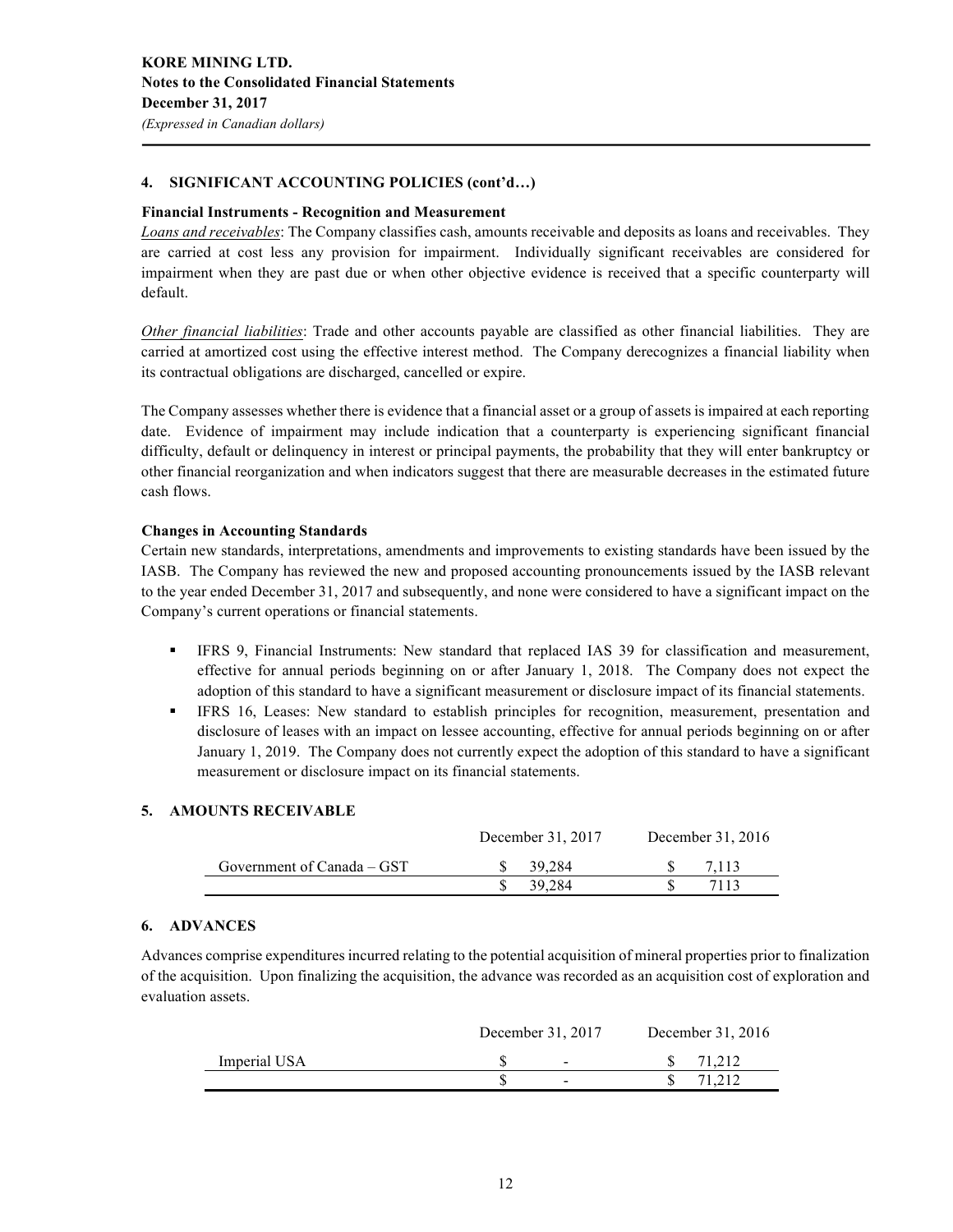## 4. SIGNIFICANT ACCOUNTING POLICIES (cont'd…)

**Financial Instruments - Recognition and Measurement**

*Loans and receivables*: The Company classifies cash, amounts receivable and deposits as loans and receivables. They are carried at cost less any provision for impairment. Individually significant receivables are considered for impairment when they are past due or when other objective evidence is received that a specific counterparty will default.

*Other financial liabilities*: Trade and other accounts payable are classified as other financial liabilities. They are carried at amortized cost using the effective interest method. The Company derecognizes a financial liability when its contractual obligations are discharged, cancelled or expire.

The Company assesses whether there is evidence that a financial asset or a group of assets is impaired at each reporting date. Evidence of impairment may include indication that a counterparty is experiencing significant financial difficulty, default or delinquency in interest or principal payments, the probability that they will enter bankruptcy or other financial reorganization and when indicators suggest that there are measurable decreases in the estimated future cash flows.

**Changes in Accounting Standards**

Certain new standards, interpretations, amendments and improvements to existing standards have been issued by the IASB. The Company has reviewed the new and proposed accounting pronouncements issued by the IASB relevant to the year ended December 31, 2017 and subsequently, and none were considered to have a significant impact on the Company's current operations or financial statements.

- IFRS 9, Financial Instruments: New standard that replaced IAS 39 for classification and measurement, effective for annual periods beginning on or after January 1, 2018. The Company does not expect the adoption of this standard to have a significant measurement or disclosure impact of its financial statements.
- IFRS 16, Leases: New standard to establish principles for recognition, measurement, presentation and disclosure of leases with an impact on lessee accounting, effective for annual periods beginning on or after January 1, 2019. The Company does not currently expect the adoption of this standard to have a significant measurement or disclosure impact on its financial statements.

## 5. AMOUNTS RECEIVABLE

| | December 31, 2017 | December 31, 2016 |
|---|---|---|
| Government of Canada – GST | $ 39,284 | $ 7,113 |
| | $ 39,284 | $ 7113 |

## 6. ADVANCES

Advances comprise expenditures incurred relating to the potential acquisition of mineral properties prior to finalization of the acquisition. Upon finalizing the acquisition, the advance was recorded as an acquisition cost of exploration and evaluation assets.

| | December 31, 2017 | December 31, 2016 |
|---|---|---|
| Imperial USA | $ - | $ 71,212 |
| | $ - | $ 71,212 |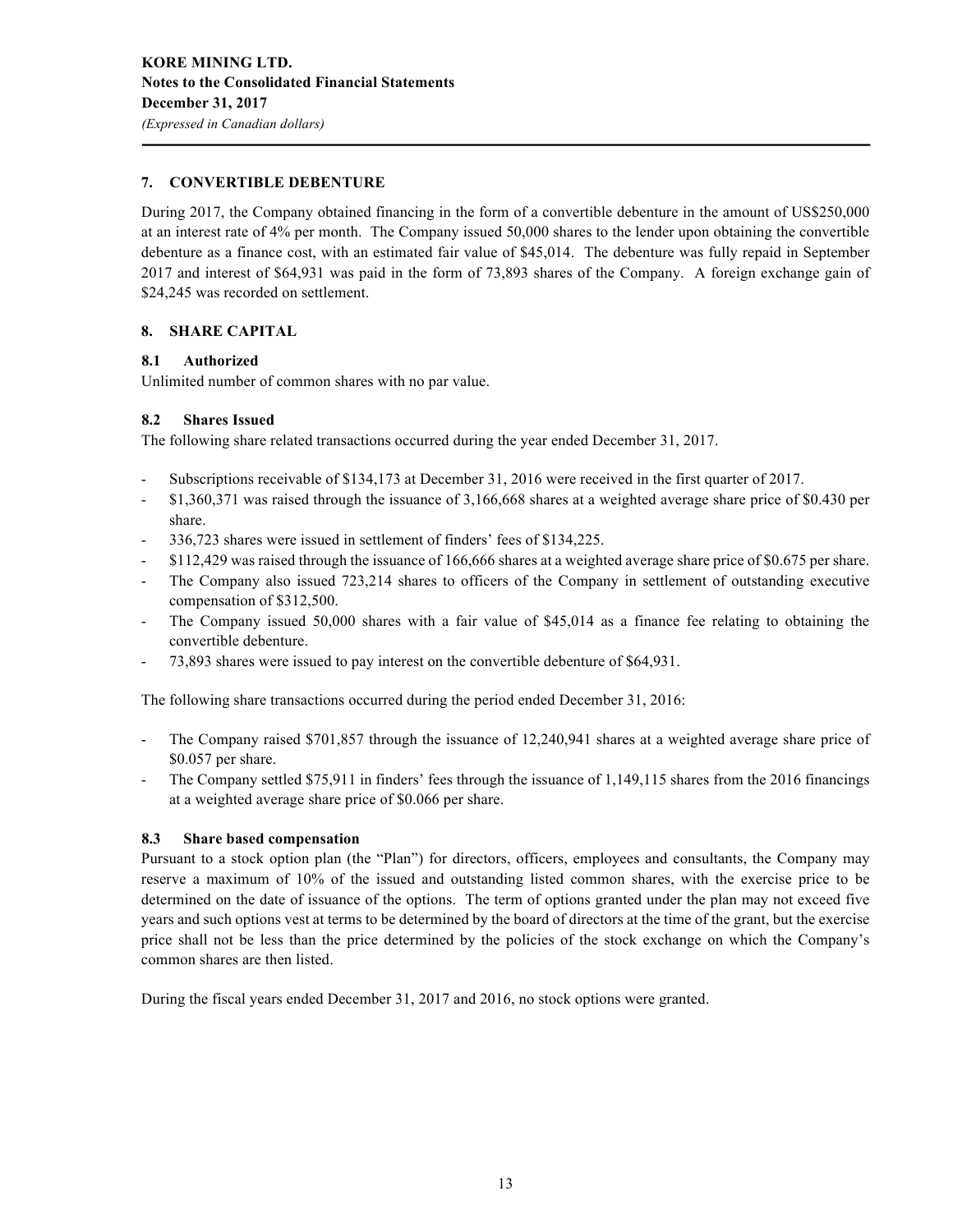## 7. CONVERTIBLE DEBENTURE

During 2017, the Company obtained financing in the form of a convertible debenture in the amount of US$250,000 at an interest rate of 4% per month. The Company issued 50,000 shares to the lender upon obtaining the convertible debenture as a finance cost, with an estimated fair value of $45,014. The debenture was fully repaid in September 2017 and interest of $64,931 was paid in the form of 73,893 shares of the Company. A foreign exchange gain of $24,245 was recorded on settlement.

## 8. SHARE CAPITAL

### 8.1 Authorized

Unlimited number of common shares with no par value.

### 8.2 Shares Issued

The following share related transactions occurred during the year ended December 31, 2017.

- Subscriptions receivable of $134,173 at December 31, 2016 were received in the first quarter of 2017.
- $1,360,371 was raised through the issuance of 3,166,668 shares at a weighted average share price of $0.430 per share.
- 336,723 shares were issued in settlement of finders' fees of $134,225.
- $112,429 was raised through the issuance of 166,666 shares at a weighted average share price of $0.675 per share.
- The Company also issued 723,214 shares to officers of the Company in settlement of outstanding executive compensation of $312,500.
- The Company issued 50,000 shares with a fair value of $45,014 as a finance fee relating to obtaining the convertible debenture.
- 73,893 shares were issued to pay interest on the convertible debenture of $64,931.

The following share transactions occurred during the period ended December 31, 2016:

- The Company raised $701,857 through the issuance of 12,240,941 shares at a weighted average share price of $0.057 per share.
- The Company settled $75,911 in finders' fees through the issuance of 1,149,115 shares from the 2016 financings at a weighted average share price of $0.066 per share.

### 8.3 Share based compensation

Pursuant to a stock option plan (the "Plan") for directors, officers, employees and consultants, the Company may reserve a maximum of 10% of the issued and outstanding listed common shares, with the exercise price to be determined on the date of issuance of the options. The term of options granted under the plan may not exceed five years and such options vest at terms to be determined by the board of directors at the time of the grant, but the exercise price shall not be less than the price determined by the policies of the stock exchange on which the Company's common shares are then listed.

During the fiscal years ended December 31, 2017 and 2016, no stock options were granted.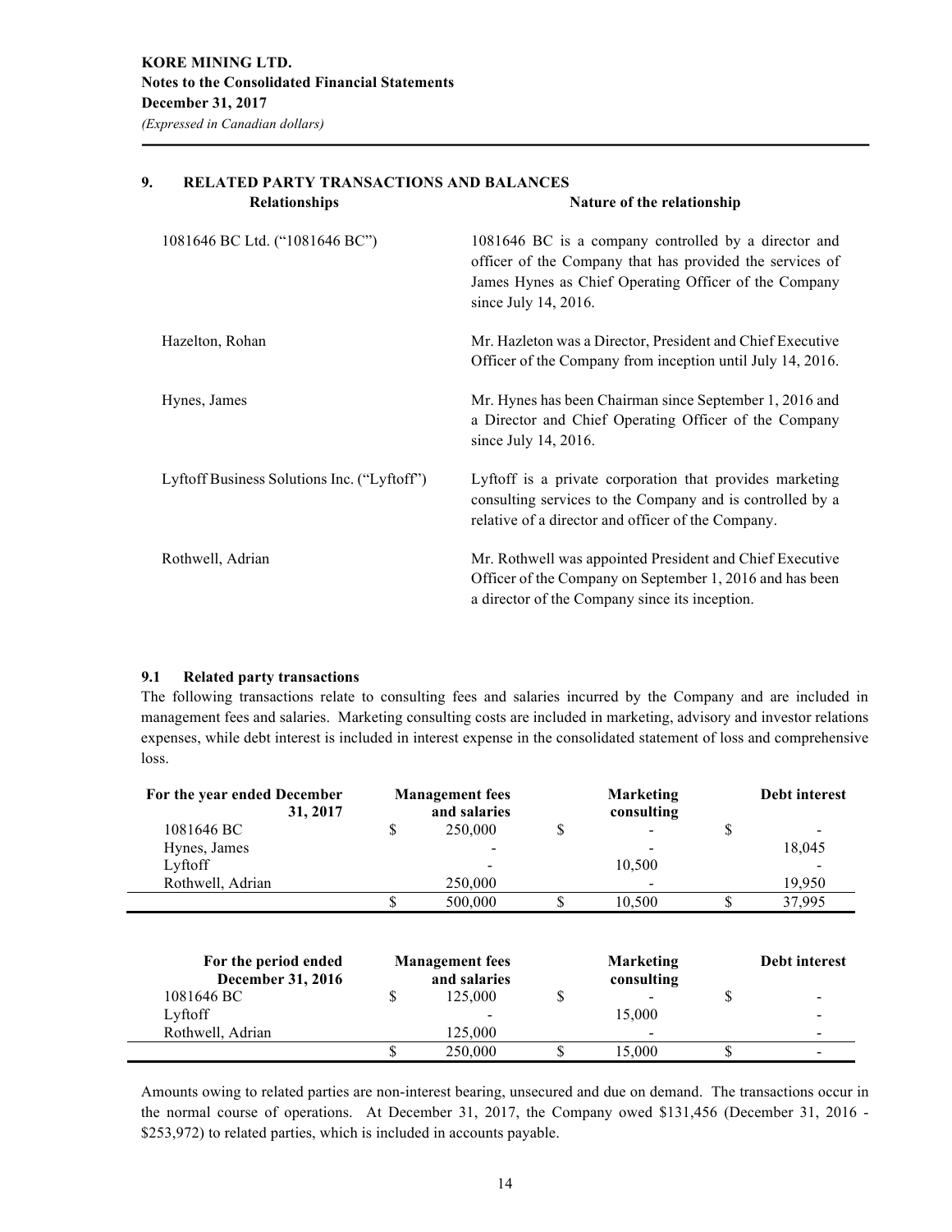## 9. RELATED PARTY TRANSACTIONS AND BALANCES

| Relationships | Nature of the relationship |
|---|---|
| 1081646 BC Ltd. ("1081646 BC") | 1081646 BC is a company controlled by a director and officer of the Company that has provided the services of James Hynes as Chief Operating Officer of the Company since July 14, 2016. |
| Hazelton, Rohan | Mr. Hazleton was a Director, President and Chief Executive Officer of the Company from inception until July 14, 2016. |
| Hynes, James | Mr. Hynes has been Chairman since September 1, 2016 and a Director and Chief Operating Officer of the Company since July 14, 2016. |
| Lyftoff Business Solutions Inc. ("Lyftoff") | Lyftoff is a private corporation that provides marketing consulting services to the Company and is controlled by a relative of a director and officer of the Company. |
| Rothwell, Adrian | Mr. Rothwell was appointed President and Chief Executive Officer of the Company on September 1, 2016 and has been a director of the Company since its inception. |

### 9.1 Related party transactions

The following transactions relate to consulting fees and salaries incurred by the Company and are included in management fees and salaries. Marketing consulting costs are included in marketing, advisory and investor relations expenses, while debt interest is included in interest expense in the consolidated statement of loss and comprehensive loss.

| For the year ended December 31, 2017 | Management fees and salaries | Marketing consulting | Debt interest |
|---|---|---|---|
| 1081646 BC | $ 250,000 | $ - | $ - |
| Hynes, James | - | - | 18,045 |
| Lyftoff | - | 10,500 | - |
| Rothwell, Adrian | 250,000 | - | 19,950 |
| | $ 500,000 | $ 10,500 | $ 37,995 |

| For the period ended December 31, 2016 | Management fees and salaries | Marketing consulting | Debt interest |
|---|---|---|---|
| 1081646 BC | $ 125,000 | $ - | $ - |
| Lyftoff | - | 15,000 | - |
| Rothwell, Adrian | 125,000 | - | - |
| | $ 250,000 | $ 15,000 | $ - |

Amounts owing to related parties are non-interest bearing, unsecured and due on demand. The transactions occur in the normal course of operations. At December 31, 2017, the Company owed $131,456 (December 31, 2016 - $253,972) to related parties, which is included in accounts payable.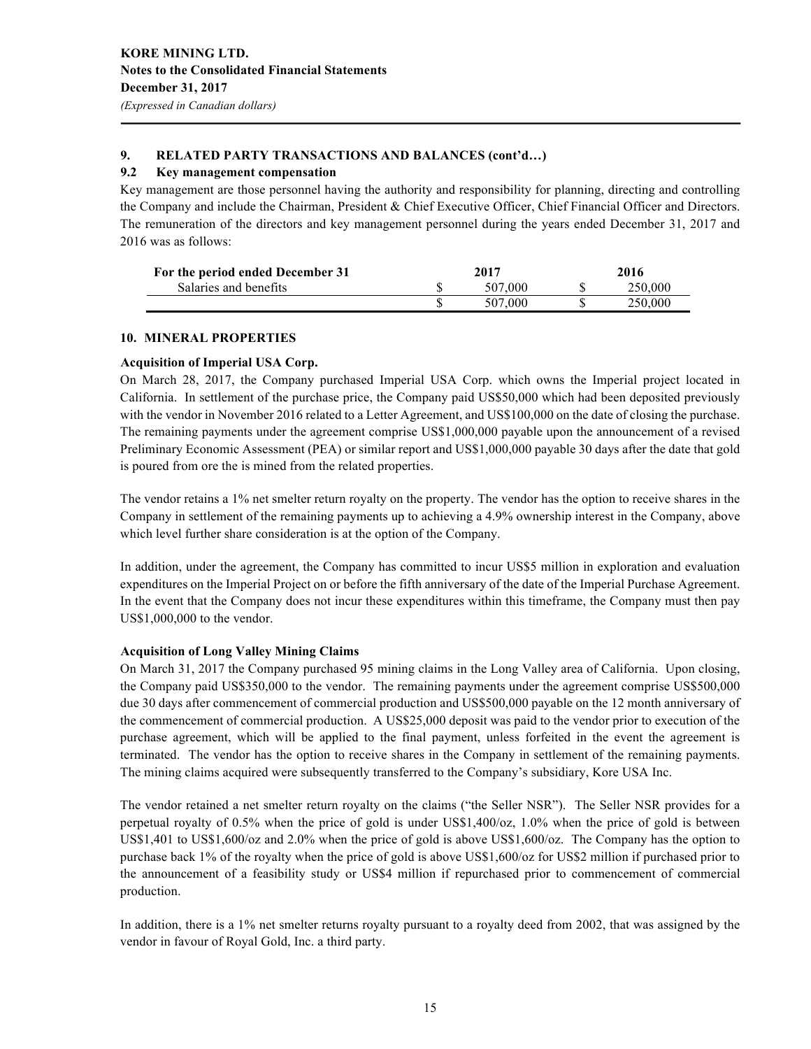## 9. RELATED PARTY TRANSACTIONS AND BALANCES (cont'd…)

### 9.2 Key management compensation

Key management are those personnel having the authority and responsibility for planning, directing and controlling the Company and include the Chairman, President & Chief Executive Officer, Chief Financial Officer and Directors. The remuneration of the directors and key management personnel during the years ended December 31, 2017 and 2016 was as follows:

| For the period ended December 31 | 2017 | 2016 |
|---|---|---|
| Salaries and benefits | $ 507,000 | $ 250,000 |
| | $ 507,000 | $ 250,000 |

## 10. MINERAL PROPERTIES

**Acquisition of Imperial USA Corp.**

On March 28, 2017, the Company purchased Imperial USA Corp. which owns the Imperial project located in California. In settlement of the purchase price, the Company paid US$50,000 which had been deposited previously with the vendor in November 2016 related to a Letter Agreement, and US$100,000 on the date of closing the purchase. The remaining payments under the agreement comprise US$1,000,000 payable upon the announcement of a revised Preliminary Economic Assessment (PEA) or similar report and US$1,000,000 payable 30 days after the date that gold is poured from ore the is mined from the related properties.

The vendor retains a 1% net smelter return royalty on the property. The vendor has the option to receive shares in the Company in settlement of the remaining payments up to achieving a 4.9% ownership interest in the Company, above which level further share consideration is at the option of the Company.

In addition, under the agreement, the Company has committed to incur US$5 million in exploration and evaluation expenditures on the Imperial Project on or before the fifth anniversary of the date of the Imperial Purchase Agreement. In the event that the Company does not incur these expenditures within this timeframe, the Company must then pay US$1,000,000 to the vendor.

**Acquisition of Long Valley Mining Claims**

On March 31, 2017 the Company purchased 95 mining claims in the Long Valley area of California. Upon closing, the Company paid US$350,000 to the vendor. The remaining payments under the agreement comprise US$500,000 due 30 days after commencement of commercial production and US$500,000 payable on the 12 month anniversary of the commencement of commercial production. A US$25,000 deposit was paid to the vendor prior to execution of the purchase agreement, which will be applied to the final payment, unless forfeited in the event the agreement is terminated. The vendor has the option to receive shares in the Company in settlement of the remaining payments. The mining claims acquired were subsequently transferred to the Company's subsidiary, Kore USA Inc.

The vendor retained a net smelter return royalty on the claims ("the Seller NSR"). The Seller NSR provides for a perpetual royalty of 0.5% when the price of gold is under US$1,400/oz, 1.0% when the price of gold is between US$1,401 to US$1,600/oz and 2.0% when the price of gold is above US$1,600/oz. The Company has the option to purchase back 1% of the royalty when the price of gold is above US$1,600/oz for US$2 million if purchased prior to the announcement of a feasibility study or US$4 million if repurchased prior to commencement of commercial production.

In addition, there is a 1% net smelter returns royalty pursuant to a royalty deed from 2002, that was assigned by the vendor in favour of Royal Gold, Inc. a third party.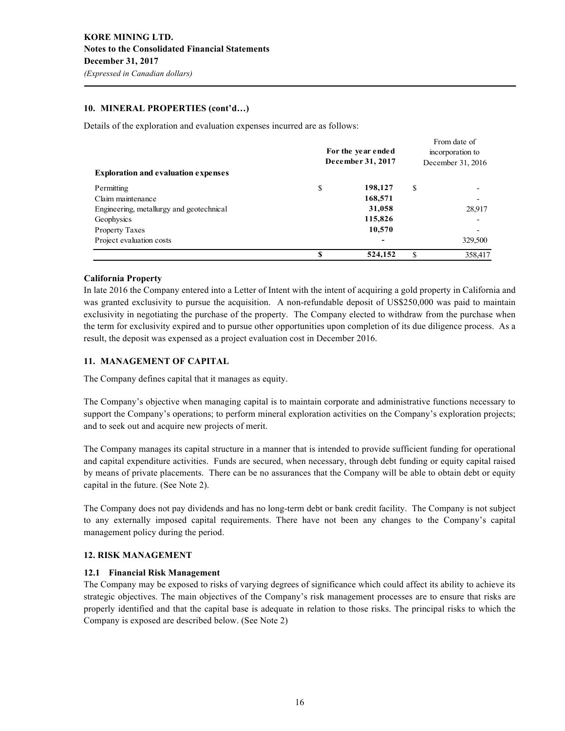## 10. MINERAL PROPERTIES (cont'd…)

Details of the exploration and evaluation expenses incurred are as follows:

| Exploration and evaluation expenses | For the year ended December 31, 2017 | From date of incorporation to December 31, 2016 |
|---|---|---|
| Permitting | $ 198,127 | $ - |
| Claim maintenance | 168,571 | - |
| Engineering, metallurgy and geotechnical | 31,058 | 28,917 |
| Geophysics | 115,826 | - |
| Property Taxes | 10,570 | - |
| Project evaluation costs | - | 329,500 |
| | **$ 524,152** | $ 358,417 |

### California Property

In late 2016 the Company entered into a Letter of Intent with the intent of acquiring a gold property in California and was granted exclusivity to pursue the acquisition. A non-refundable deposit of US$250,000 was paid to maintain exclusivity in negotiating the purchase of the property. The Company elected to withdraw from the purchase when the term for exclusivity expired and to pursue other opportunities upon completion of its due diligence process. As a result, the deposit was expensed as a project evaluation cost in December 2016.

## 11. MANAGEMENT OF CAPITAL

The Company defines capital that it manages as equity.

The Company's objective when managing capital is to maintain corporate and administrative functions necessary to support the Company's operations; to perform mineral exploration activities on the Company's exploration projects; and to seek out and acquire new projects of merit.

The Company manages its capital structure in a manner that is intended to provide sufficient funding for operational and capital expenditure activities. Funds are secured, when necessary, through debt funding or equity capital raised by means of private placements. There can be no assurances that the Company will be able to obtain debt or equity capital in the future. (See Note 2).

The Company does not pay dividends and has no long-term debt or bank credit facility. The Company is not subject to any externally imposed capital requirements. There have not been any changes to the Company's capital management policy during the period.

## 12. RISK MANAGEMENT

### 12.1 Financial Risk Management

The Company may be exposed to risks of varying degrees of significance which could affect its ability to achieve its strategic objectives. The main objectives of the Company's risk management processes are to ensure that risks are properly identified and that the capital base is adequate in relation to those risks. The principal risks to which the Company is exposed are described below. (See Note 2)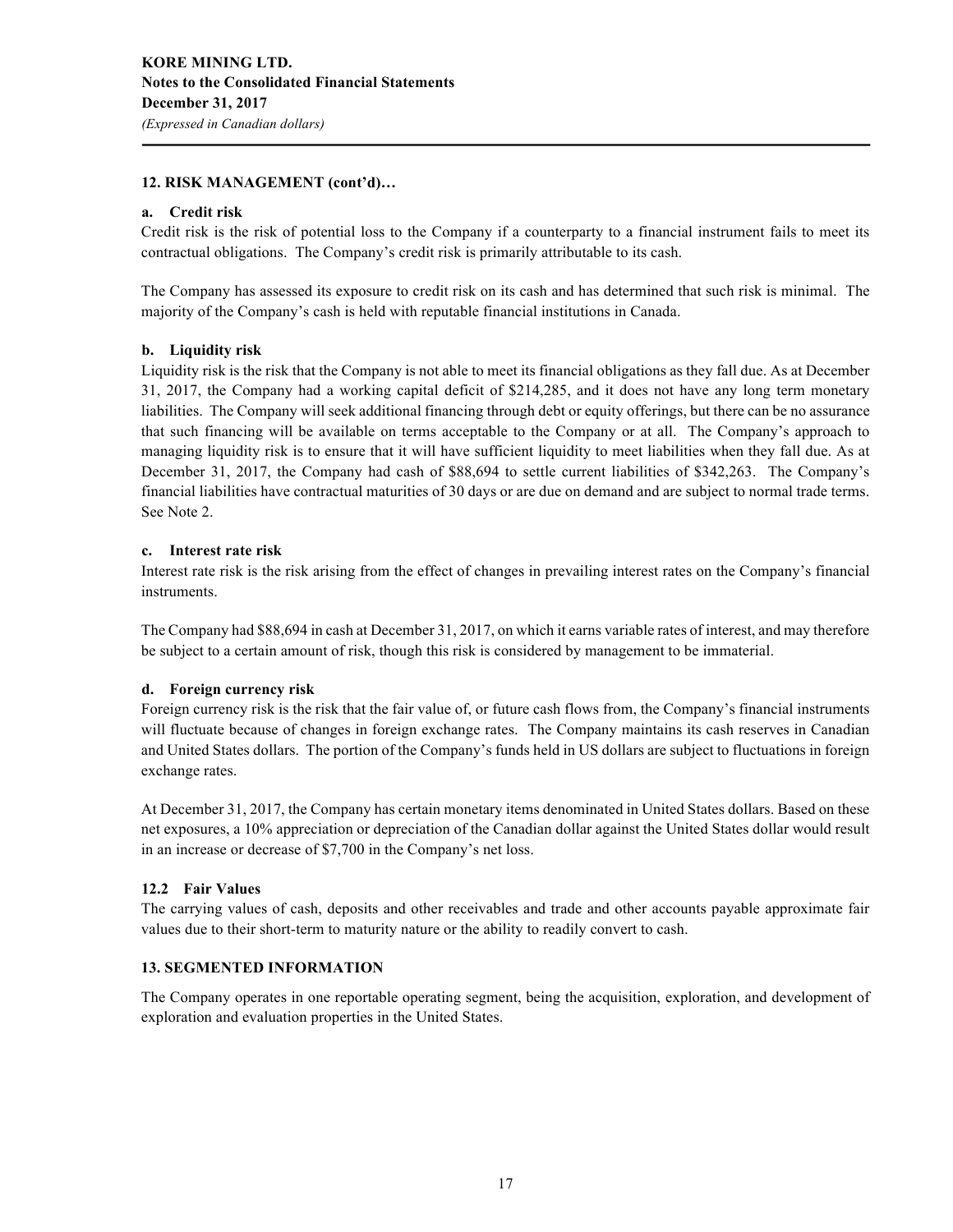## 12. RISK MANAGEMENT (cont'd)…

### a. Credit risk

Credit risk is the risk of potential loss to the Company if a counterparty to a financial instrument fails to meet its contractual obligations. The Company's credit risk is primarily attributable to its cash.

The Company has assessed its exposure to credit risk on its cash and has determined that such risk is minimal. The majority of the Company's cash is held with reputable financial institutions in Canada.

### b. Liquidity risk

Liquidity risk is the risk that the Company is not able to meet its financial obligations as they fall due. As at December 31, 2017, the Company had a working capital deficit of $214,285, and it does not have any long term monetary liabilities. The Company will seek additional financing through debt or equity offerings, but there can be no assurance that such financing will be available on terms acceptable to the Company or at all. The Company's approach to managing liquidity risk is to ensure that it will have sufficient liquidity to meet liabilities when they fall due. As at December 31, 2017, the Company had cash of $88,694 to settle current liabilities of $342,263. The Company's financial liabilities have contractual maturities of 30 days or are due on demand and are subject to normal trade terms. See Note 2.

### c. Interest rate risk

Interest rate risk is the risk arising from the effect of changes in prevailing interest rates on the Company's financial instruments.

The Company had $88,694 in cash at December 31, 2017, on which it earns variable rates of interest, and may therefore be subject to a certain amount of risk, though this risk is considered by management to be immaterial.

### d. Foreign currency risk

Foreign currency risk is the risk that the fair value of, or future cash flows from, the Company's financial instruments will fluctuate because of changes in foreign exchange rates. The Company maintains its cash reserves in Canadian and United States dollars. The portion of the Company's funds held in US dollars are subject to fluctuations in foreign exchange rates.

At December 31, 2017, the Company has certain monetary items denominated in United States dollars. Based on these net exposures, a 10% appreciation or depreciation of the Canadian dollar against the United States dollar would result in an increase or decrease of $7,700 in the Company's net loss.

### 12.2 Fair Values

The carrying values of cash, deposits and other receivables and trade and other accounts payable approximate fair values due to their short-term to maturity nature or the ability to readily convert to cash.

## 13. SEGMENTED INFORMATION

The Company operates in one reportable operating segment, being the acquisition, exploration, and development of exploration and evaluation properties in the United States.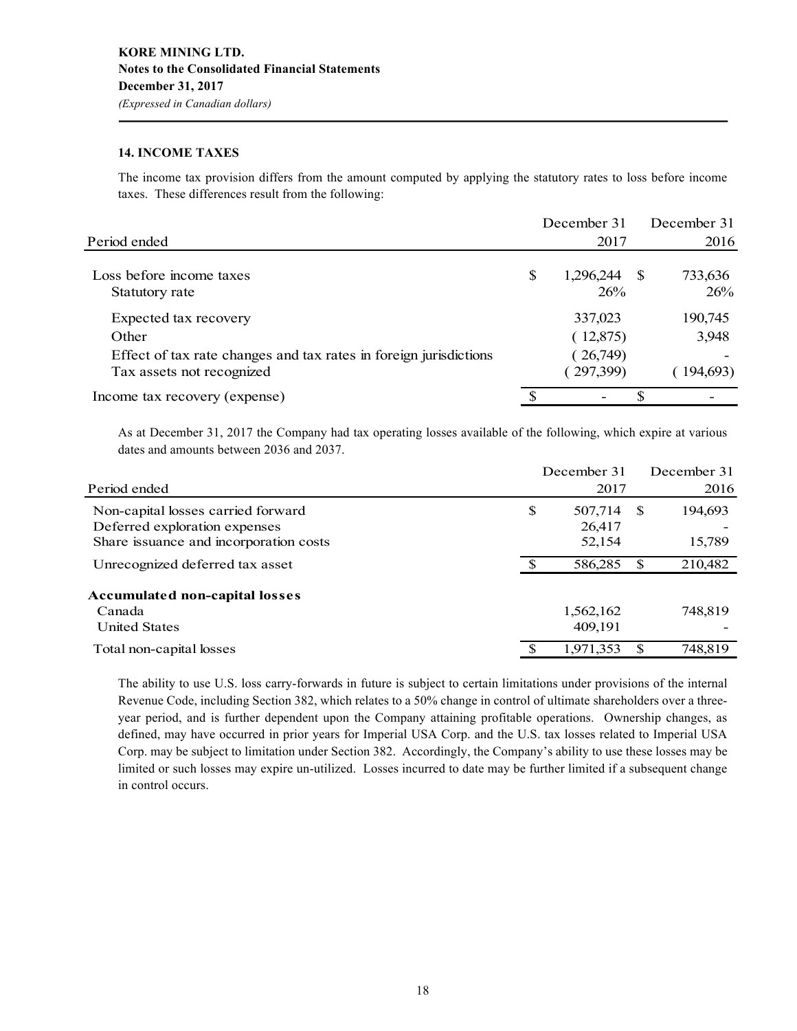**KORE MINING LTD.**
**Notes to the Consolidated Financial Statements**
**December 31, 2017**
*(Expressed in Canadian dollars)*

## 14. INCOME TAXES

The income tax provision differs from the amount computed by applying the statutory rates to loss before income taxes. These differences result from the following:

| Period ended | December 31 2017 | December 31 2016 |
|---|---|---|
| Loss before income taxes | $ 1,296,244 | $ 733,636 |
| Statutory rate | 26% | 26% |
| Expected tax recovery | 337,023 | 190,745 |
| Other | ( 12,875) | 3,948 |
| Effect of tax rate changes and tax rates in foreign jurisdictions | ( 26,749) | - |
| Tax assets not recognized | ( 297,399) | ( 194,693) |
| Income tax recovery (expense) | $ - | $ - |

As at December 31, 2017 the Company had tax operating losses available of the following, which expire at various dates and amounts between 2036 and 2037.

| Period ended | December 31 2017 | December 31 2016 |
|---|---|---|
| Non-capital losses carried forward | $ 507,714 | $ 194,693 |
| Deferred exploration expenses | 26,417 | - |
| Share issuance and incorporation costs | 52,154 | 15,789 |
| Unrecognized deferred tax asset | $ 586,285 | $ 210,482 |
| **Accumulated non-capital losses** | | |
| Canada | 1,562,162 | 748,819 |
| United States | 409,191 | - |
| Total non-capital losses | $ 1,971,353 | $ 748,819 |

The ability to use U.S. loss carry-forwards in future is subject to certain limitations under provisions of the internal Revenue Code, including Section 382, which relates to a 50% change in control of ultimate shareholders over a three-year period, and is further dependent upon the Company attaining profitable operations. Ownership changes, as defined, may have occurred in prior years for Imperial USA Corp. and the U.S. tax losses related to Imperial USA Corp. may be subject to limitation under Section 382. Accordingly, the Company's ability to use these losses may be limited or such losses may expire un-utilized. Losses incurred to date may be further limited if a subsequent change in control occurs.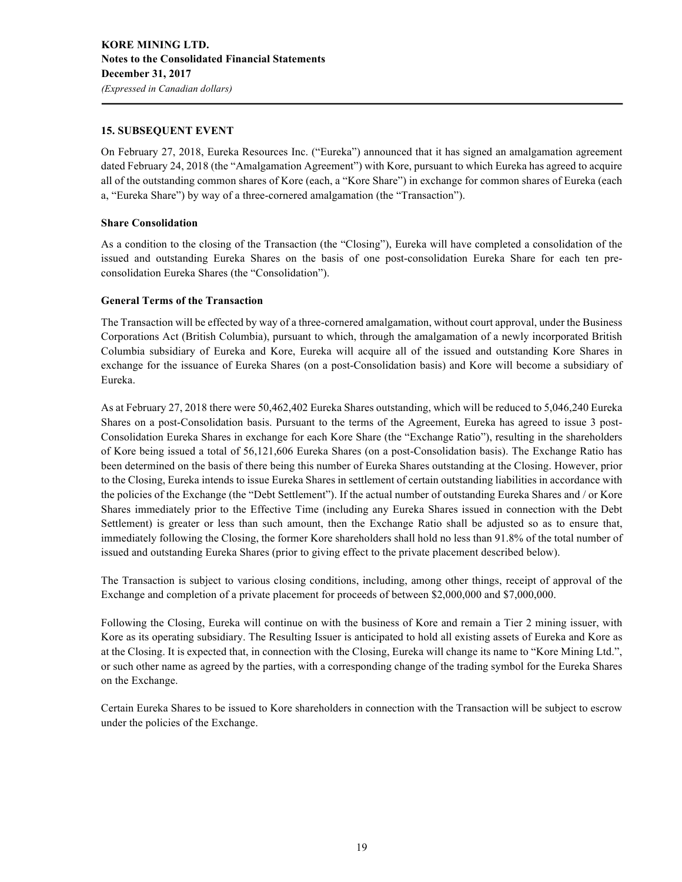## 15. SUBSEQUENT EVENT

On February 27, 2018, Eureka Resources Inc. ("Eureka") announced that it has signed an amalgamation agreement dated February 24, 2018 (the "Amalgamation Agreement") with Kore, pursuant to which Eureka has agreed to acquire all of the outstanding common shares of Kore (each, a "Kore Share") in exchange for common shares of Eureka (each a, "Eureka Share") by way of a three-cornered amalgamation (the "Transaction").

### Share Consolidation

As a condition to the closing of the Transaction (the "Closing"), Eureka will have completed a consolidation of the issued and outstanding Eureka Shares on the basis of one post-consolidation Eureka Share for each ten pre-consolidation Eureka Shares (the "Consolidation").

### General Terms of the Transaction

The Transaction will be effected by way of a three-cornered amalgamation, without court approval, under the Business Corporations Act (British Columbia), pursuant to which, through the amalgamation of a newly incorporated British Columbia subsidiary of Eureka and Kore, Eureka will acquire all of the issued and outstanding Kore Shares in exchange for the issuance of Eureka Shares (on a post-Consolidation basis) and Kore will become a subsidiary of Eureka.

As at February 27, 2018 there were 50,462,402 Eureka Shares outstanding, which will be reduced to 5,046,240 Eureka Shares on a post-Consolidation basis. Pursuant to the terms of the Agreement, Eureka has agreed to issue 3 post-Consolidation Eureka Shares in exchange for each Kore Share (the "Exchange Ratio"), resulting in the shareholders of Kore being issued a total of 56,121,606 Eureka Shares (on a post-Consolidation basis). The Exchange Ratio has been determined on the basis of there being this number of Eureka Shares outstanding at the Closing. However, prior to the Closing, Eureka intends to issue Eureka Shares in settlement of certain outstanding liabilities in accordance with the policies of the Exchange (the "Debt Settlement"). If the actual number of outstanding Eureka Shares and / or Kore Shares immediately prior to the Effective Time (including any Eureka Shares issued in connection with the Debt Settlement) is greater or less than such amount, then the Exchange Ratio shall be adjusted so as to ensure that, immediately following the Closing, the former Kore shareholders shall hold no less than 91.8% of the total number of issued and outstanding Eureka Shares (prior to giving effect to the private placement described below).

The Transaction is subject to various closing conditions, including, among other things, receipt of approval of the Exchange and completion of a private placement for proceeds of between $2,000,000 and $7,000,000.

Following the Closing, Eureka will continue on with the business of Kore and remain a Tier 2 mining issuer, with Kore as its operating subsidiary. The Resulting Issuer is anticipated to hold all existing assets of Eureka and Kore as at the Closing. It is expected that, in connection with the Closing, Eureka will change its name to "Kore Mining Ltd.", or such other name as agreed by the parties, with a corresponding change of the trading symbol for the Eureka Shares on the Exchange.

Certain Eureka Shares to be issued to Kore shareholders in connection with the Transaction will be subject to escrow under the policies of the Exchange.